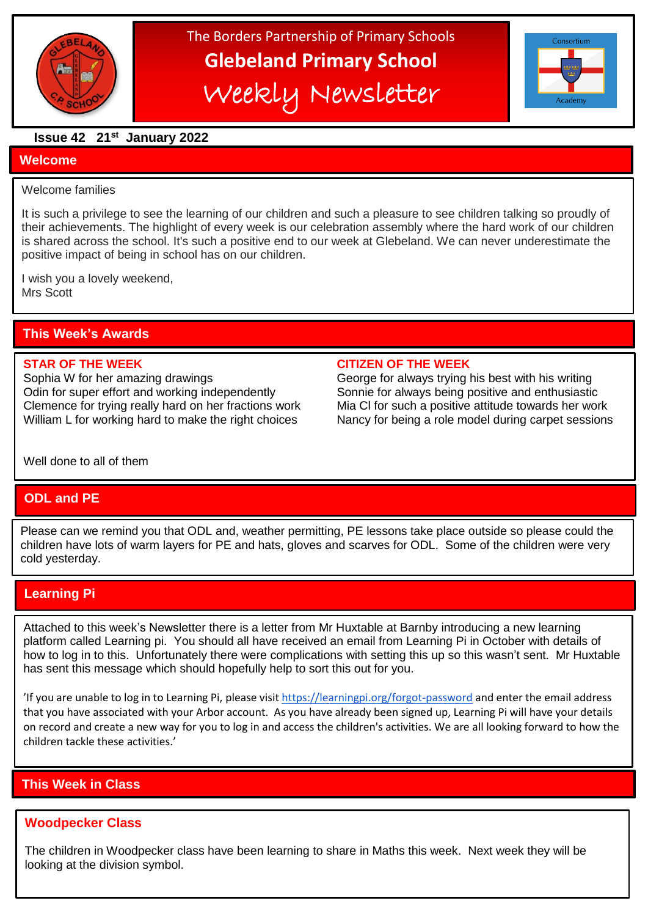The Borders Partnership of Primary Schools

# Glebeland Primary School

# Weekly Newsletter

Consortium Academy

**Issue 42 21st January 2022**

## Welcome

Welcome families

It is such a privilege to see the learning of our children and such a pleasure to see children talking so proudly of their achievements. The highlight of every week is our celebration assembly where the hard work of our children is shared across the school. It's such a positive end to our week at Glebeland. We can never underestimate the positive impact of being in school has on our children.

I wish you a lovely weekend,
Mrs Scott

## This Week's Awards

**STAR OF THE WEEK**

Sophia W for her amazing drawings
Odin for super effort and working independently
Clemence for trying really hard on her fractions work
William L for working hard to make the right choices

**CITIZEN OF THE WEEK**

George for always trying his best with his writing
Sonnie for always being positive and enthusiastic
Mia Cl for such a positive attitude towards her work
Nancy for being a role model during carpet sessions

Well done to all of them

## ODL and PE

Please can we remind you that ODL and, weather permitting, PE lessons take place outside so please could the children have lots of warm layers for PE and hats, gloves and scarves for ODL. Some of the children were very cold yesterday.

## Learning Pi

Attached to this week's Newsletter there is a letter from Mr Huxtable at Barnby introducing a new learning platform called Learning pi. You should all have received an email from Learning Pi in October with details of how to log in to this. Unfortunately there were complications with setting this up so this wasn't sent. Mr Huxtable has sent this message which should hopefully help to sort this out for you.

'If you are unable to log in to Learning Pi, please visit https://learningpi.org/forgot-password and enter the email address that you have associated with your Arbor account. As you have already been signed up, Learning Pi will have your details on record and create a new way for you to log in and access the children's activities. We are all looking forward to how the children tackle these activities.'

## This Week in Class

### Woodpecker Class

The children in Woodpecker class have been learning to share in Maths this week. Next week they will be looking at the division symbol.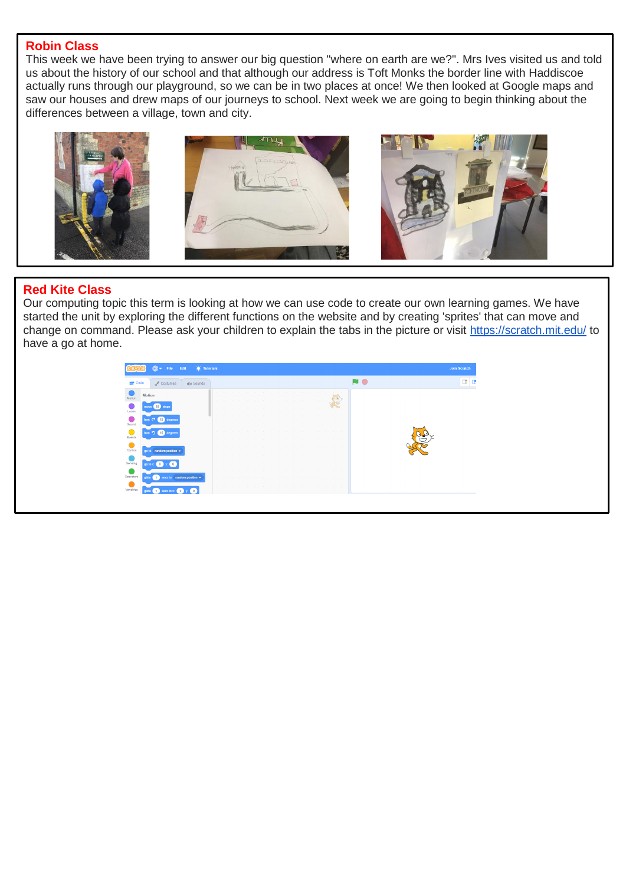## Robin Class

This week we have been trying to answer our big question "where on earth are we?". Mrs Ives visited us and told us about the history of our school and that although our address is Toft Monks the border line with Haddiscoe actually runs through our playground, so we can be in two places at once! We then looked at Google maps and saw our houses and drew maps of our journeys to school. Next week we are going to begin thinking about the differences between a village, town and city.

## Red Kite Class

Our computing topic this term is looking at how we can use code to create our own learning games. We have started the unit by exploring the different functions on the website and by creating 'sprites' that can move and change on command. Please ask your children to explain the tabs in the picture or visit https://scratch.mit.edu/ to have a go at home.